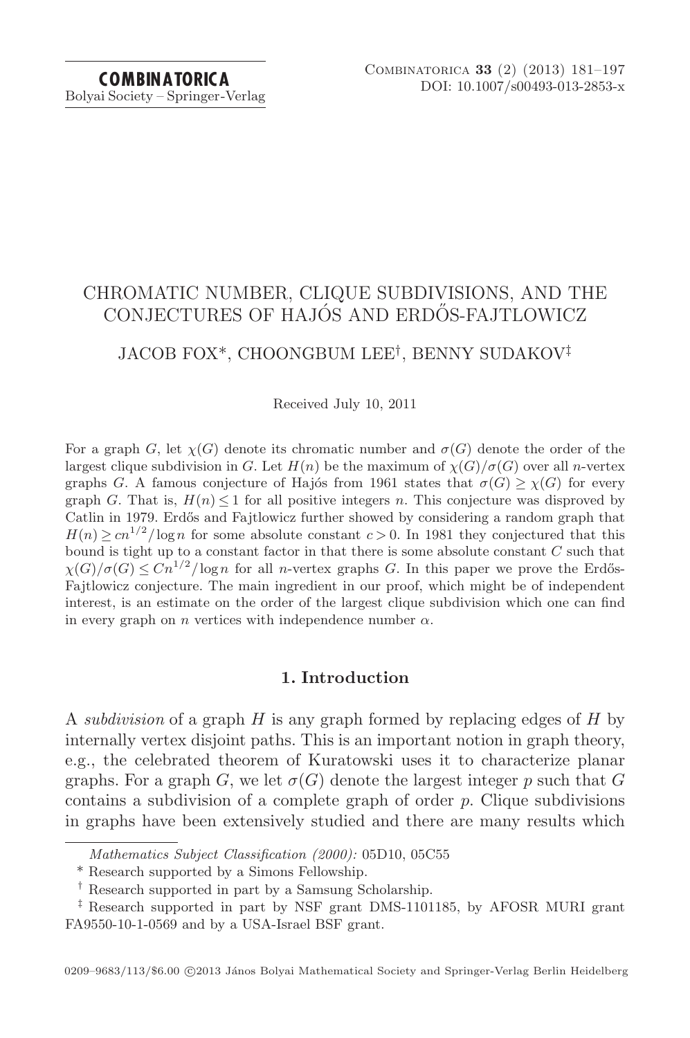# CHROMATIC NUMBER, CLIQUE SUBDIVISIONS, AND THE CONJECTURES OF HAJÓS AND ERDŐS-FAJTLOWICZ

JACOB FOX*, CHOONGBUM LEE†, BENNY SUDAKOV‡

Received July 10, 2011

For a graph $G$, let $\chi(G)$ denote its chromatic number and $\sigma(G)$ denote the order of the largest clique subdivision in $G$. Let $H(n)$ be the maximum of $\chi(G)/\sigma(G)$ over all $n$-vertex graphs $G$. A famous conjecture of Hajós from 1961 states that $\sigma(G) \geq \chi(G)$ for every graph $G$. That is, $H(n) \leq 1$ for all positive integers $n$. This conjecture was disproved by Catlin in 1979. Erdős and Fajtlowicz further showed by considering a random graph that $H(n) \geq cn^{1/2}/\log n$ for some absolute constant $c > 0$. In 1981 they conjectured that this bound is tight up to a constant factor in that there is some absolute constant $C$ such that $\chi(G)/\sigma(G) \leq Cn^{1/2}/\log n$ for all $n$-vertex graphs $G$. In this paper we prove the Erdős-Fajtlowicz conjecture. The main ingredient in our proof, which might be of independent interest, is an estimate on the order of the largest clique subdivision which one can find in every graph on $n$ vertices with independence number $\alpha$.

## 1. Introduction

A *subdivision* of a graph $H$ is any graph formed by replacing edges of $H$ by internally vertex disjoint paths. This is an important notion in graph theory, e.g., the celebrated theorem of Kuratowski uses it to characterize planar graphs. For a graph $G$, we let $\sigma(G)$ denote the largest integer $p$ such that $G$ contains a subdivision of a complete graph of order $p$. Clique subdivisions in graphs have been extensively studied and there are many results which

---

*Mathematics Subject Classification (2000):* 05D10, 05C55

\* Research supported by a Simons Fellowship.

† Research supported in part by a Samsung Scholarship.

‡ Research supported in part by NSF grant DMS-1101185, by AFOSR MURI grant FA9550-10-1-0569 and by a USA-Israel BSF grant.

0209–9683/113/$6.00 ©2013 János Bolyai Mathematical Society and Springer-Verlag Berlin Heidelberg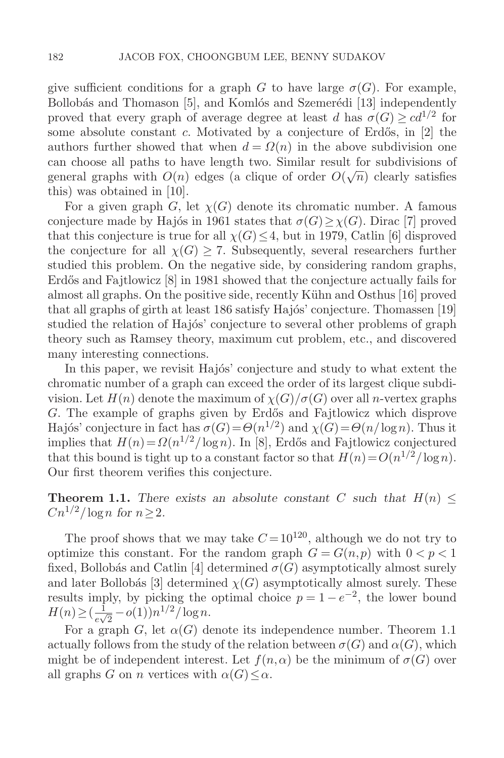give sufficient conditions for a graph $G$ to have large $\sigma(G)$. For example, Bollobás and Thomason [5], and Komlós and Szemerédi [13] independently proved that every graph of average degree at least $d$ has $\sigma(G) \geq cd^{1/2}$ for some absolute constant $c$. Motivated by a conjecture of Erdős, in [2] the authors further showed that when $d = \Omega(n)$ in the above subdivision one can choose all paths to have length two. Similar result for subdivisions of general graphs with $O(n)$ edges (a clique of order $O(\sqrt{n})$ clearly satisfies this) was obtained in [10].

For a given graph $G$, let $\chi(G)$ denote its chromatic number. A famous conjecture made by Hajós in 1961 states that $\sigma(G) \geq \chi(G)$. Dirac [7] proved that this conjecture is true for all $\chi(G) \leq 4$, but in 1979, Catlin [6] disproved the conjecture for all $\chi(G) \geq 7$. Subsequently, several researchers further studied this problem. On the negative side, by considering random graphs, Erdős and Fajtlowicz [8] in 1981 showed that the conjecture actually fails for almost all graphs. On the positive side, recently Kühn and Osthus [16] proved that all graphs of girth at least 186 satisfy Hajós' conjecture. Thomassen [19] studied the relation of Hajós' conjecture to several other problems of graph theory such as Ramsey theory, maximum cut problem, etc., and discovered many interesting connections.

In this paper, we revisit Hajós' conjecture and study to what extent the chromatic number of a graph can exceed the order of its largest clique subdivision. Let $H(n)$ denote the maximum of $\chi(G)/\sigma(G)$ over all $n$-vertex graphs $G$. The example of graphs given by Erdős and Fajtlowicz which disprove Hajós' conjecture in fact has $\sigma(G) = \Theta(n^{1/2})$ and $\chi(G) = \Theta(n/\log n)$. Thus it implies that $H(n) = \Omega(n^{1/2}/\log n)$. In [8], Erdős and Fajtlowicz conjectured that this bound is tight up to a constant factor so that $H(n) = O(n^{1/2}/\log n)$. Our first theorem verifies this conjecture.

**Theorem 1.1.** *There exists an absolute constant $C$ such that $H(n) \leq Cn^{1/2}/\log n$ for $n \geq 2$.*

The proof shows that we may take $C = 10^{120}$, although we do not try to optimize this constant. For the random graph $G = G(n,p)$ with $0 < p < 1$ fixed, Bollobás and Catlin [4] determined $\sigma(G)$ asymptotically almost surely and later Bollobás [3] determined $\chi(G)$ asymptotically almost surely. These results imply, by picking the optimal choice $p = 1 - e^{-2}$, the lower bound $H(n) \geq (\frac{1}{e\sqrt{2}} - o(1))n^{1/2}/\log n$.

For a graph $G$, let $\alpha(G)$ denote its independence number. Theorem 1.1 actually follows from the study of the relation between $\sigma(G)$ and $\alpha(G)$, which might be of independent interest. Let $f(n,\alpha)$ be the minimum of $\sigma(G)$ over all graphs $G$ on $n$ vertices with $\alpha(G) \leq \alpha$.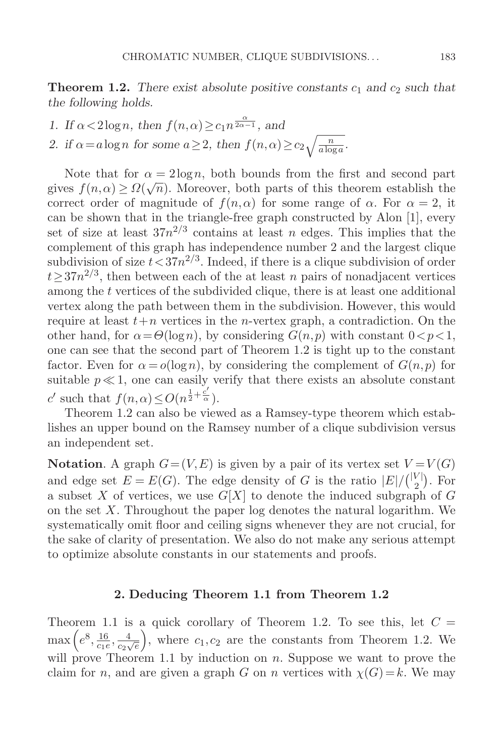**Theorem 1.2.** *There exist absolute positive constants $c_1$ and $c_2$ such that the following holds.*

1. *If $\alpha < 2\log n$, then $f(n,\alpha) \geq c_1 n^{\frac{\alpha}{2\alpha-1}}$, and*
2. *if $\alpha = a\log n$ for some $a \geq 2$, then $f(n,\alpha) \geq c_2\sqrt{\frac{n}{a\log a}}$.*

Note that for $\alpha = 2\log n$, both bounds from the first and second part gives $f(n,\alpha) \geq \Omega(\sqrt{n})$. Moreover, both parts of this theorem establish the correct order of magnitude of $f(n,\alpha)$ for some range of $\alpha$. For $\alpha = 2$, it can be shown that in the triangle-free graph constructed by Alon [1], every set of size at least $37n^{2/3}$ contains at least $n$ edges. This implies that the complement of this graph has independence number 2 and the largest clique subdivision of size $t < 37n^{2/3}$. Indeed, if there is a clique subdivision of order $t \geq 37n^{2/3}$, then between each of the at least $n$ pairs of nonadjacent vertices among the $t$ vertices of the subdivided clique, there is at least one additional vertex along the path between them in the subdivision. However, this would require at least $t+n$ vertices in the $n$-vertex graph, a contradiction. On the other hand, for $\alpha = \Theta(\log n)$, by considering $G(n,p)$ with constant $0 < p < 1$, one can see that the second part of Theorem 1.2 is tight up to the constant factor. Even for $\alpha = o(\log n)$, by considering the complement of $G(n,p)$ for suitable $p \ll 1$, one can easily verify that there exists an absolute constant $c'$ such that $f(n,\alpha) \leq O(n^{\frac{1}{2}+\frac{c'}{\alpha}})$.

Theorem 1.2 can also be viewed as a Ramsey-type theorem which establishes an upper bound on the Ramsey number of a clique subdivision versus an independent set.

**Notation**. A graph $G = (V,E)$ is given by a pair of its vertex set $V = V(G)$ and edge set $E = E(G)$. The edge density of $G$ is the ratio $|E|/\binom{|V|}{2}$. For a subset $X$ of vertices, we use $G[X]$ to denote the induced subgraph of $G$ on the set $X$. Throughout the paper log denotes the natural logarithm. We systematically omit floor and ceiling signs whenever they are not crucial, for the sake of clarity of presentation. We also do not make any serious attempt to optimize absolute constants in our statements and proofs.

## 2. Deducing Theorem 1.1 from Theorem 1.2

Theorem 1.1 is a quick corollary of Theorem 1.2. To see this, let $C = \max\left(e^8, \frac{16}{c_1 e}, \frac{4}{c_2\sqrt{e}}\right)$, where $c_1, c_2$ are the constants from Theorem 1.2. We will prove Theorem 1.1 by induction on $n$. Suppose we want to prove the claim for $n$, and are given a graph $G$ on $n$ vertices with $\chi(G) = k$. We may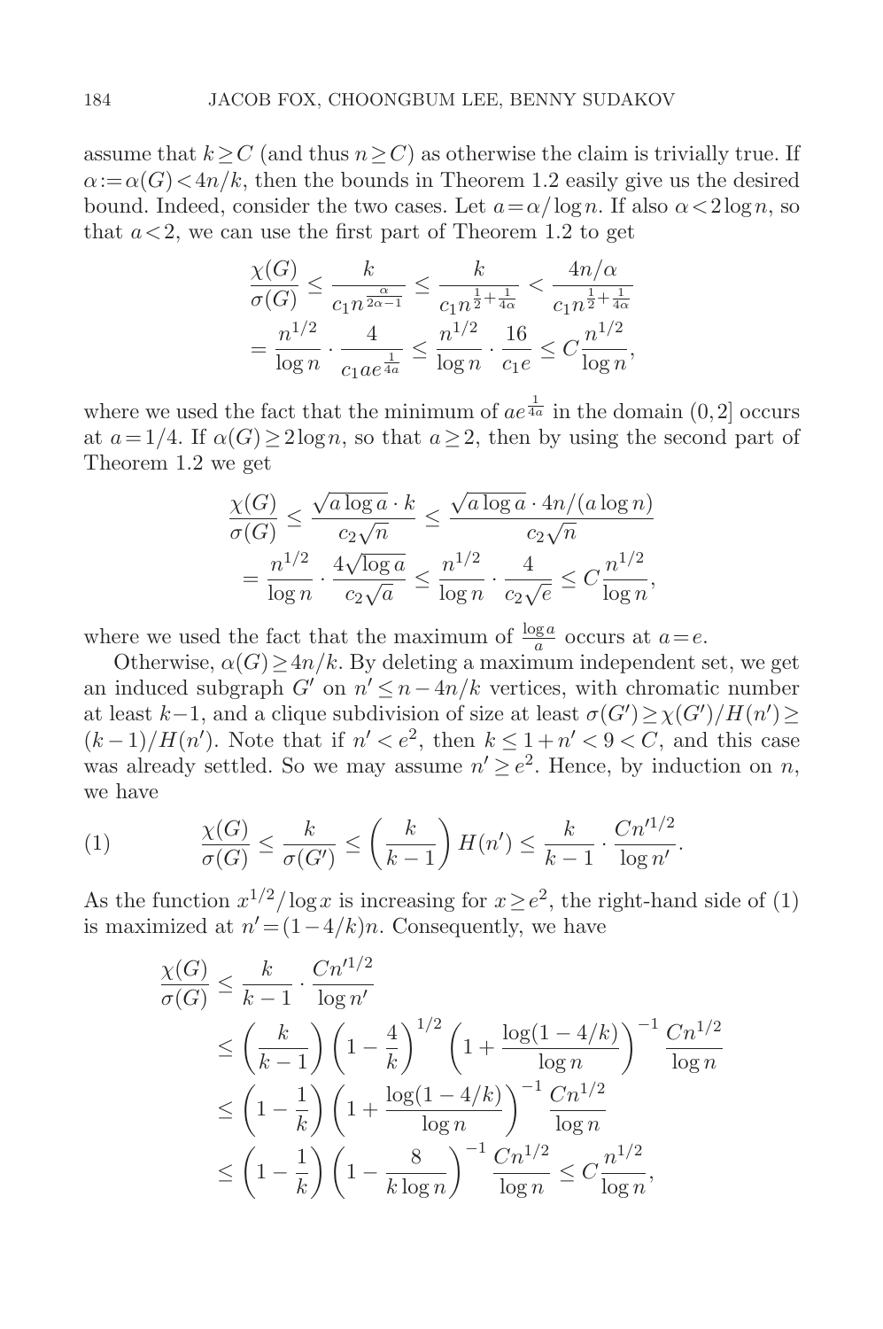assume that $k \geq C$ (and thus $n \geq C$) as otherwise the claim is trivially true. If $\alpha := \alpha(G) < 4n/k$, then the bounds in Theorem 1.2 easily give us the desired bound. Indeed, consider the two cases. Let $a = \alpha/\log n$. If also $\alpha < 2\log n$, so that $a < 2$, we can use the first part of Theorem 1.2 to get

$$\frac{\chi(G)}{\sigma(G)} \leq \frac{k}{c_1 n^{\frac{\alpha}{2\alpha-1}}} \leq \frac{k}{c_1 n^{\frac{1}{2}+\frac{1}{4\alpha}}} < \frac{4n/\alpha}{c_1 n^{\frac{1}{2}+\frac{1}{4\alpha}}}$$
$$= \frac{n^{1/2}}{\log n} \cdot \frac{4}{c_1 a e^{\frac{1}{4a}}} \leq \frac{n^{1/2}}{\log n} \cdot \frac{16}{c_1 e} \leq C\frac{n^{1/2}}{\log n},$$

where we used the fact that the minimum of $ae^{\frac{1}{4a}}$ in the domain $(0, 2]$ occurs at $a = 1/4$. If $\alpha(G) \geq 2\log n$, so that $a \geq 2$, then by using the second part of Theorem 1.2 we get

$$\frac{\chi(G)}{\sigma(G)} \leq \frac{\sqrt{a\log a}\cdot k}{c_2\sqrt{n}} \leq \frac{\sqrt{a\log a}\cdot 4n/(a\log n)}{c_2\sqrt{n}}$$
$$= \frac{n^{1/2}}{\log n} \cdot \frac{4\sqrt{\log a}}{c_2\sqrt{a}} \leq \frac{n^{1/2}}{\log n} \cdot \frac{4}{c_2\sqrt{e}} \leq C\frac{n^{1/2}}{\log n},$$

where we used the fact that the maximum of $\frac{\log a}{a}$ occurs at $a = e$.

Otherwise, $\alpha(G) \geq 4n/k$. By deleting a maximum independent set, we get an induced subgraph $G'$ on $n' \leq n - 4n/k$ vertices, with chromatic number at least $k-1$, and a clique subdivision of size at least $\sigma(G') \geq \chi(G')/H(n') \geq (k-1)/H(n')$. Note that if $n' < e^2$, then $k \leq 1 + n' < 9 < C$, and this case was already settled. So we may assume $n' \geq e^2$. Hence, by induction on $n$, we have

$$\frac{\chi(G)}{\sigma(G)} \leq \frac{k}{\sigma(G')} \leq \left(\frac{k}{k-1}\right) H(n') \leq \frac{k}{k-1} \cdot \frac{Cn'^{1/2}}{\log n'}. \tag{1}$$

As the function $x^{1/2}/\log x$ is increasing for $x \geq e^2$, the right-hand side of (1) is maximized at $n' = (1 - 4/k)n$. Consequently, we have

$$\begin{aligned}
\frac{\chi(G)}{\sigma(G)} &\leq \frac{k}{k-1} \cdot \frac{Cn'^{1/2}}{\log n'} \\
&\leq \left(\frac{k}{k-1}\right)\left(1 - \frac{4}{k}\right)^{1/2}\left(1 + \frac{\log(1-4/k)}{\log n}\right)^{-1}\frac{Cn^{1/2}}{\log n} \\
&\leq \left(1 - \frac{1}{k}\right)\left(1 + \frac{\log(1-4/k)}{\log n}\right)^{-1}\frac{Cn^{1/2}}{\log n} \\
&\leq \left(1 - \frac{1}{k}\right)\left(1 - \frac{8}{k\log n}\right)^{-1}\frac{Cn^{1/2}}{\log n} \leq C\frac{n^{1/2}}{\log n},
\end{aligned}$$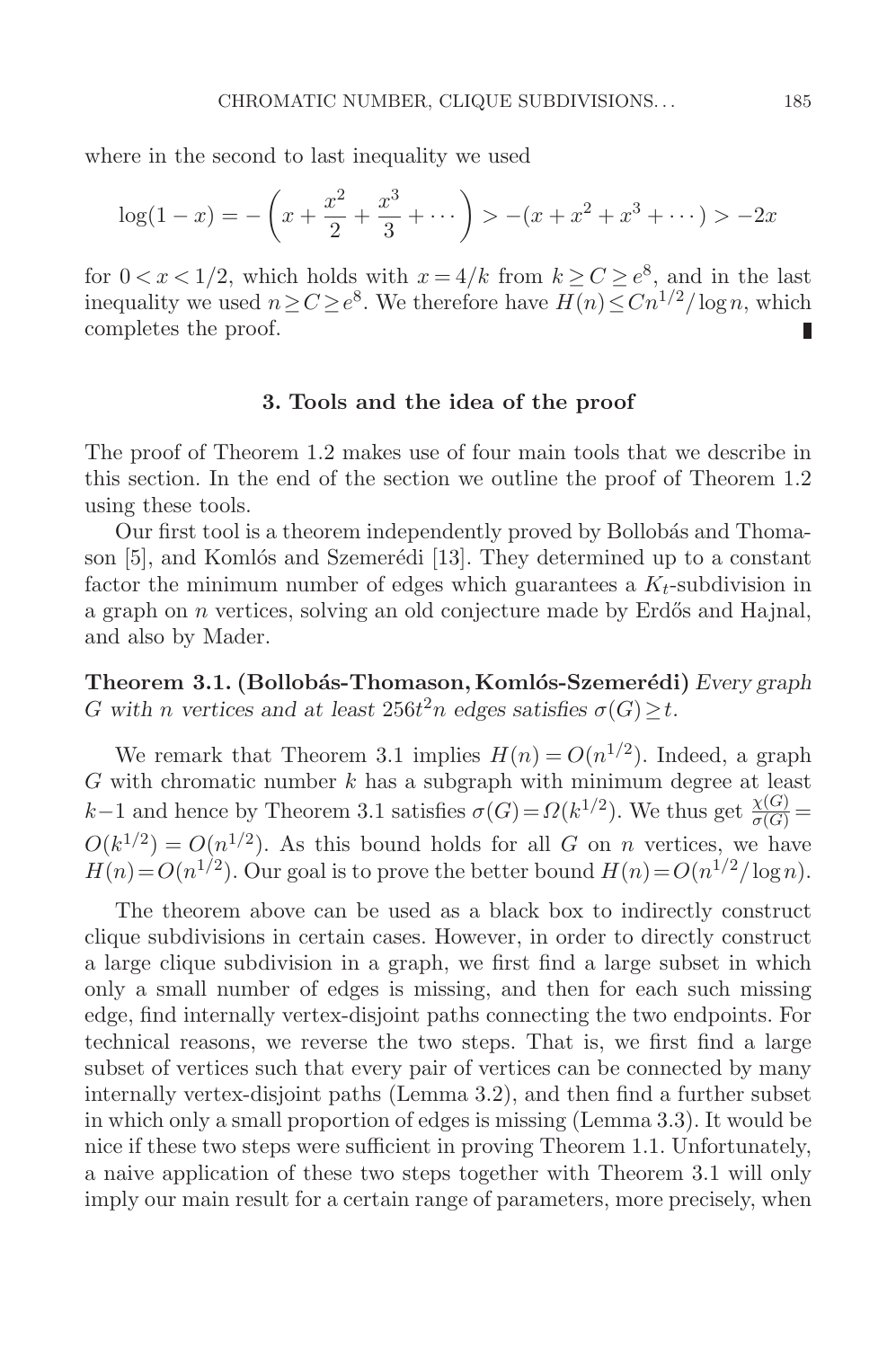where in the second to last inequality we used

$$\log(1-x) = -\left(x + \frac{x^2}{2} + \frac{x^3}{3} + \cdots\right) > -(x + x^2 + x^3 + \cdots) > -2x$$

for $0 < x < 1/2$, which holds with $x = 4/k$ from $k \geq C \geq e^8$, and in the last inequality we used $n \geq C \geq e^8$. We therefore have $H(n) \leq Cn^{1/2}/\log n$, which completes the proof. ∎

## 3. Tools and the idea of the proof

The proof of Theorem 1.2 makes use of four main tools that we describe in this section. In the end of the section we outline the proof of Theorem 1.2 using these tools.

Our first tool is a theorem independently proved by Bollobás and Thomason [5], and Komlós and Szemerédi [13]. They determined up to a constant factor the minimum number of edges which guarantees a $K_t$-subdivision in a graph on $n$ vertices, solving an old conjecture made by Erdős and Hajnal, and also by Mader.

**Theorem 3.1. (Bollobás-Thomason, Komlós-Szemerédi)** *Every graph $G$ with $n$ vertices and at least $256t^2n$ edges satisfies $\sigma(G) \geq t$.*

We remark that Theorem 3.1 implies $H(n) = O(n^{1/2})$. Indeed, a graph $G$ with chromatic number $k$ has a subgraph with minimum degree at least $k-1$ and hence by Theorem 3.1 satisfies $\sigma(G) = \Omega(k^{1/2})$. We thus get $\frac{\chi(G)}{\sigma(G)} = O(k^{1/2}) = O(n^{1/2})$. As this bound holds for all $G$ on $n$ vertices, we have $H(n) = O(n^{1/2})$. Our goal is to prove the better bound $H(n) = O(n^{1/2}/\log n)$.

The theorem above can be used as a black box to indirectly construct clique subdivisions in certain cases. However, in order to directly construct a large clique subdivision in a graph, we first find a large subset in which only a small number of edges is missing, and then for each such missing edge, find internally vertex-disjoint paths connecting the two endpoints. For technical reasons, we reverse the two steps. That is, we first find a large subset of vertices such that every pair of vertices can be connected by many internally vertex-disjoint paths (Lemma 3.2), and then find a further subset in which only a small proportion of edges is missing (Lemma 3.3). It would be nice if these two steps were sufficient in proving Theorem 1.1. Unfortunately, a naive application of these two steps together with Theorem 3.1 will only imply our main result for a certain range of parameters, more precisely, when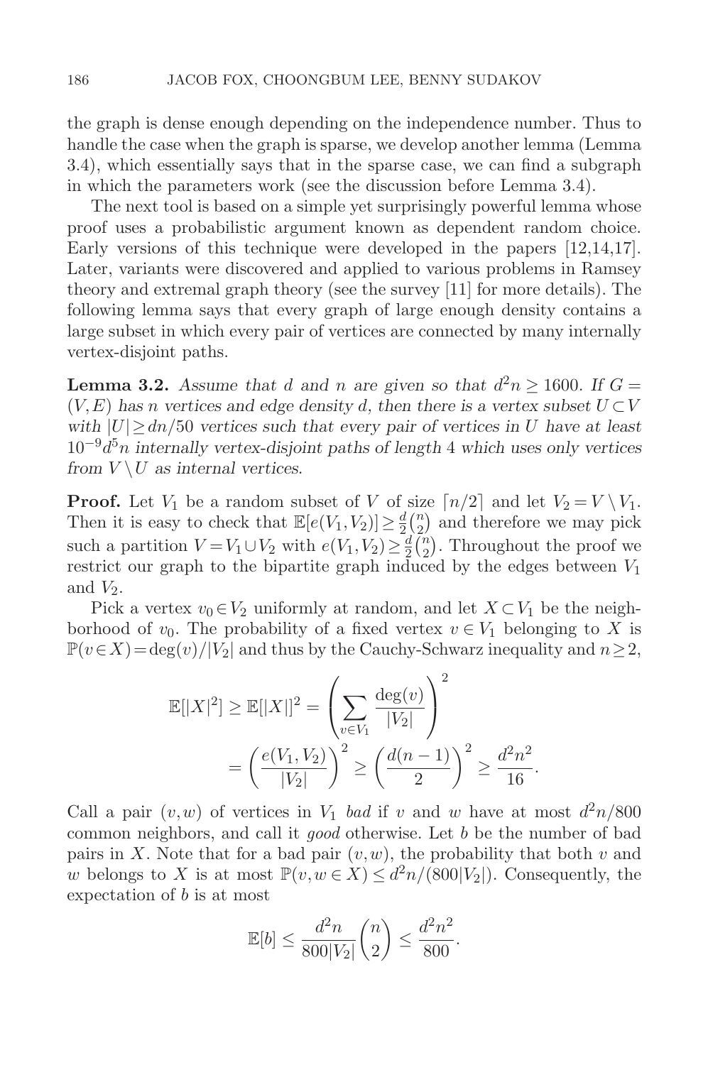the graph is dense enough depending on the independence number. Thus to handle the case when the graph is sparse, we develop another lemma (Lemma 3.4), which essentially says that in the sparse case, we can find a subgraph in which the parameters work (see the discussion before Lemma 3.4).

The next tool is based on a simple yet surprisingly powerful lemma whose proof uses a probabilistic argument known as dependent random choice. Early versions of this technique were developed in the papers [12,14,17]. Later, variants were discovered and applied to various problems in Ramsey theory and extremal graph theory (see the survey [11] for more details). The following lemma says that every graph of large enough density contains a large subset in which every pair of vertices are connected by many internally vertex-disjoint paths.

**Lemma 3.2.** *Assume that $d$ and $n$ are given so that $d^2 n \geq 1600$. If $G = (V,E)$ has $n$ vertices and edge density $d$, then there is a vertex subset $U \subset V$ with $|U| \geq dn/50$ vertices such that every pair of vertices in $U$ have at least $10^{-9} d^5 n$ internally vertex-disjoint paths of length 4 which uses only vertices from $V \setminus U$ as internal vertices.*

**Proof.** Let $V_1$ be a random subset of $V$ of size $\lceil n/2 \rceil$ and let $V_2 = V \setminus V_1$. Then it is easy to check that $\mathbb{E}[e(V_1,V_2)] \geq \frac{d}{2}\binom{n}{2}$ and therefore we may pick such a partition $V = V_1 \cup V_2$ with $e(V_1,V_2) \geq \frac{d}{2}\binom{n}{2}$. Throughout the proof we restrict our graph to the bipartite graph induced by the edges between $V_1$ and $V_2$.

Pick a vertex $v_0 \in V_2$ uniformly at random, and let $X \subset V_1$ be the neighborhood of $v_0$. The probability of a fixed vertex $v \in V_1$ belonging to $X$ is $\mathbb{P}(v \in X) = \deg(v)/|V_2|$ and thus by the Cauchy-Schwarz inequality and $n \geq 2$,

$$\mathbb{E}[|X|^2] \geq \mathbb{E}[|X|]^2 = \left( \sum_{v \in V_1} \frac{\deg(v)}{|V_2|} \right)^2$$
$$= \left( \frac{e(V_1,V_2)}{|V_2|} \right)^2 \geq \left( \frac{d(n-1)}{2} \right)^2 \geq \frac{d^2 n^2}{16}.$$

Call a pair $(v,w)$ of vertices in $V_1$ *bad* if $v$ and $w$ have at most $d^2 n/800$ common neighbors, and call it *good* otherwise. Let $b$ be the number of bad pairs in $X$. Note that for a bad pair $(v,w)$, the probability that both $v$ and $w$ belongs to $X$ is at most $\mathbb{P}(v,w \in X) \leq d^2 n/(800|V_2|)$. Consequently, the expectation of $b$ is at most

$$\mathbb{E}[b] \leq \frac{d^2 n}{800|V_2|}\binom{n}{2} \leq \frac{d^2 n^2}{800}.$$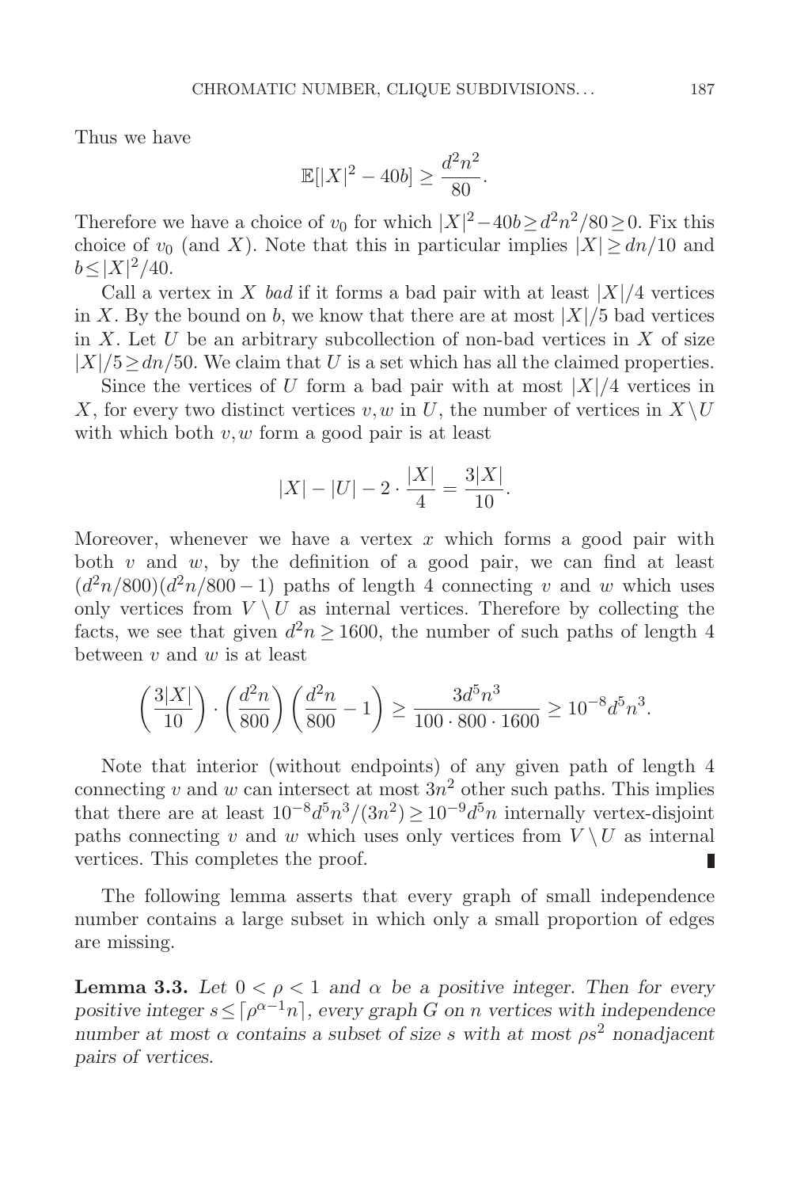Thus we have

$$\mathbb{E}[|X|^2 - 40b] \geq \frac{d^2n^2}{80}.$$

Therefore we have a choice of $v_0$ for which $|X|^2 - 40b \geq d^2n^2/80 \geq 0$. Fix this choice of $v_0$ (and $X$). Note that this in particular implies $|X| \geq dn/10$ and $b \leq |X|^2/40$.

Call a vertex in $X$ *bad* if it forms a bad pair with at least $|X|/4$ vertices in $X$. By the bound on $b$, we know that there are at most $|X|/5$ bad vertices in $X$. Let $U$ be an arbitrary subcollection of non-bad vertices in $X$ of size $|X|/5 \geq dn/50$. We claim that $U$ is a set which has all the claimed properties.

Since the vertices of $U$ form a bad pair with at most $|X|/4$ vertices in $X$, for every two distinct vertices $v, w$ in $U$, the number of vertices in $X \setminus U$ with which both $v, w$ form a good pair is at least

$$|X| - |U| - 2 \cdot \frac{|X|}{4} = \frac{3|X|}{10}.$$

Moreover, whenever we have a vertex $x$ which forms a good pair with both $v$ and $w$, by the definition of a good pair, we can find at least $(d^2n/800)(d^2n/800 - 1)$ paths of length 4 connecting $v$ and $w$ which uses only vertices from $V \setminus U$ as internal vertices. Therefore by collecting the facts, we see that given $d^2n \geq 1600$, the number of such paths of length 4 between $v$ and $w$ is at least

$$\left(\frac{3|X|}{10}\right) \cdot \left(\frac{d^2n}{800}\right)\left(\frac{d^2n}{800} - 1\right) \geq \frac{3d^5n^3}{100 \cdot 800 \cdot 1600} \geq 10^{-8}d^5n^3.$$

Note that interior (without endpoints) of any given path of length 4 connecting $v$ and $w$ can intersect at most $3n^2$ other such paths. This implies that there are at least $10^{-8}d^5n^3/(3n^2) \geq 10^{-9}d^5n$ internally vertex-disjoint paths connecting $v$ and $w$ which uses only vertices from $V \setminus U$ as internal vertices. This completes the proof. ∎

The following lemma asserts that every graph of small independence number contains a large subset in which only a small proportion of edges are missing.

**Lemma 3.3.** *Let $0 < \rho < 1$ and $\alpha$ be a positive integer. Then for every positive integer $s \leq \lceil \rho^{\alpha-1}n \rceil$, every graph $G$ on $n$ vertices with independence number at most $\alpha$ contains a subset of size $s$ with at most $\rho s^2$ nonadjacent pairs of vertices.*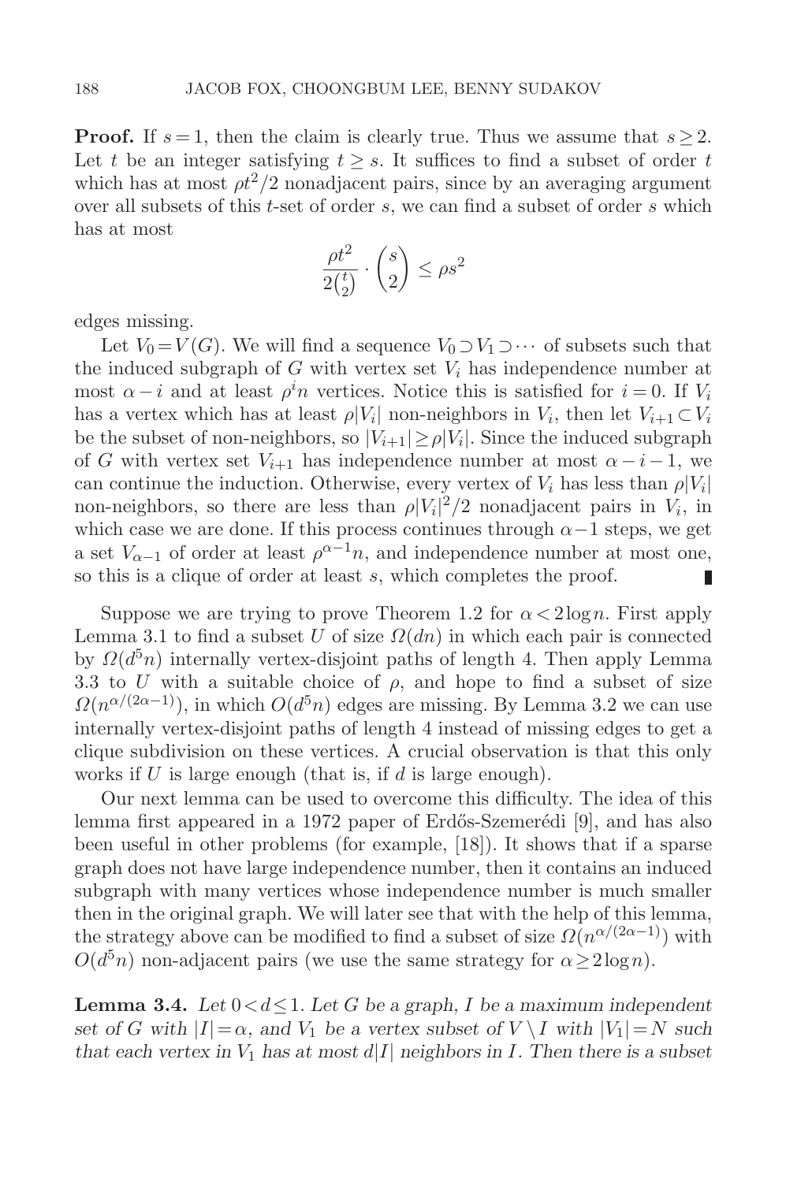**Proof.** If $s = 1$, then the claim is clearly true. Thus we assume that $s \geq 2$. Let $t$ be an integer satisfying $t \geq s$. It suffices to find a subset of order $t$ which has at most $\rho t^2/2$ nonadjacent pairs, since by an averaging argument over all subsets of this $t$-set of order $s$, we can find a subset of order $s$ which has at most

$$\frac{\rho t^2}{2\binom{t}{2}} \cdot \binom{s}{2} \leq \rho s^2$$

edges missing.

Let $V_0 = V(G)$. We will find a sequence $V_0 \supset V_1 \supset \cdots$ of subsets such that the induced subgraph of $G$ with vertex set $V_i$ has independence number at most $\alpha - i$ and at least $\rho^i n$ vertices. Notice this is satisfied for $i = 0$. If $V_i$ has a vertex which has at least $\rho|V_i|$ non-neighbors in $V_i$, then let $V_{i+1} \subset V_i$ be the subset of non-neighbors, so $|V_{i+1}| \geq \rho|V_i|$. Since the induced subgraph of $G$ with vertex set $V_{i+1}$ has independence number at most $\alpha - i - 1$, we can continue the induction. Otherwise, every vertex of $V_i$ has less than $\rho|V_i|$ non-neighbors, so there are less than $\rho|V_i|^2/2$ nonadjacent pairs in $V_i$, in which case we are done. If this process continues through $\alpha - 1$ steps, we get a set $V_{\alpha-1}$ of order at least $\rho^{\alpha-1}n$, and independence number at most one, so this is a clique of order at least $s$, which completes the proof. ∎

Suppose we are trying to prove Theorem 1.2 for $\alpha < 2\log n$. First apply Lemma 3.1 to find a subset $U$ of size $\Omega(dn)$ in which each pair is connected by $\Omega(d^5 n)$ internally vertex-disjoint paths of length 4. Then apply Lemma 3.3 to $U$ with a suitable choice of $\rho$, and hope to find a subset of size $\Omega(n^{\alpha/(2\alpha-1)})$, in which $O(d^5 n)$ edges are missing. By Lemma 3.2 we can use internally vertex-disjoint paths of length 4 instead of missing edges to get a clique subdivision on these vertices. A crucial observation is that this only works if $U$ is large enough (that is, if $d$ is large enough).

Our next lemma can be used to overcome this difficulty. The idea of this lemma first appeared in a 1972 paper of Erdős-Szemerédi [9], and has also been useful in other problems (for example, [18]). It shows that if a sparse graph does not have large independence number, then it contains an induced subgraph with many vertices whose independence number is much smaller then in the original graph. We will later see that with the help of this lemma, the strategy above can be modified to find a subset of size $\Omega(n^{\alpha/(2\alpha-1)})$ with $O(d^5 n)$ non-adjacent pairs (we use the same strategy for $\alpha \geq 2\log n$).

**Lemma 3.4.** *Let $0 < d \leq 1$. Let $G$ be a graph, $I$ be a maximum independent set of $G$ with $|I| = \alpha$, and $V_1$ be a vertex subset of $V \setminus I$ with $|V_1| = N$ such that each vertex in $V_1$ has at most $d|I|$ neighbors in $I$. Then there is a subset*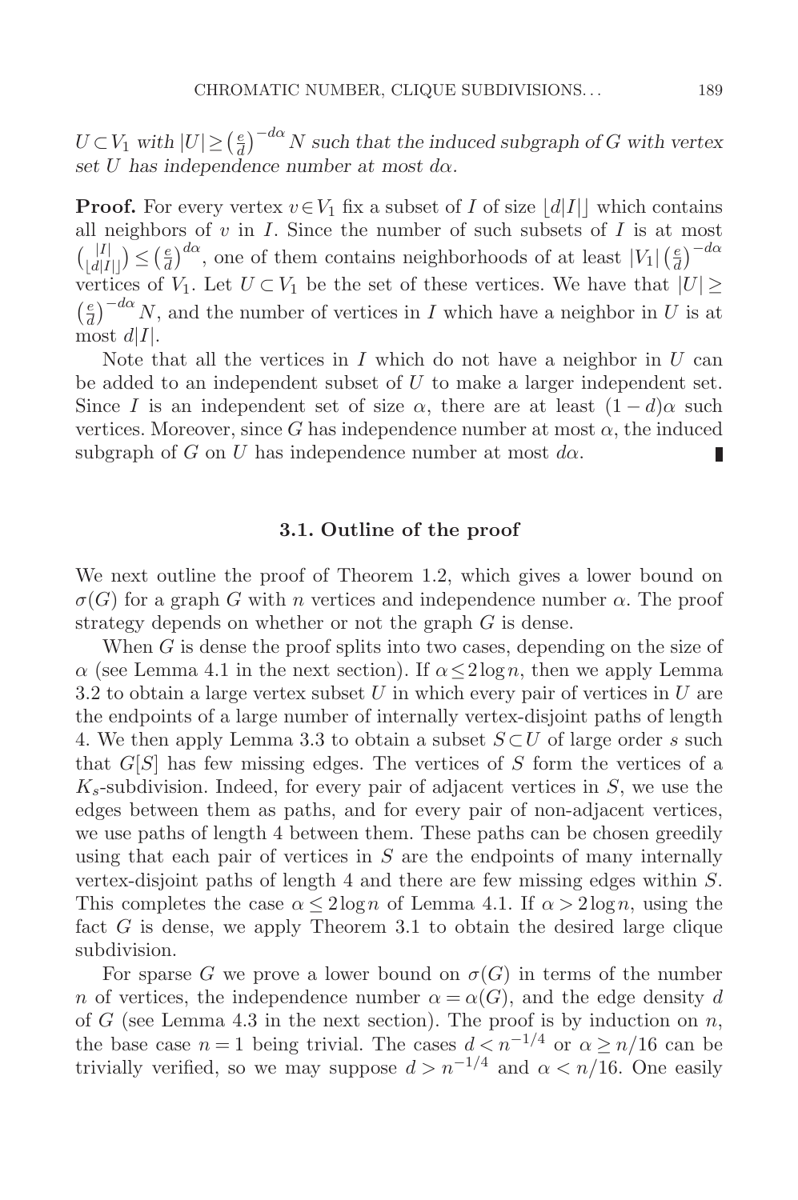*$U \subset V_1$ with $|U| \geq \left(\frac{e}{d}\right)^{-d\alpha} N$ such that the induced subgraph of $G$ with vertex set $U$ has independence number at most $d\alpha$.*

**Proof.** For every vertex $v \in V_1$ fix a subset of $I$ of size $\lfloor d|I| \rfloor$ which contains all neighbors of $v$ in $I$. Since the number of such subsets of $I$ is at most $\binom{|I|}{\lfloor d|I| \rfloor} \leq \left(\frac{e}{d}\right)^{d\alpha}$, one of them contains neighborhoods of at least $|V_1| \left(\frac{e}{d}\right)^{-d\alpha}$ vertices of $V_1$. Let $U \subset V_1$ be the set of these vertices. We have that $|U| \geq \left(\frac{e}{d}\right)^{-d\alpha} N$, and the number of vertices in $I$ which have a neighbor in $U$ is at most $d|I|$.

Note that all the vertices in $I$ which do not have a neighbor in $U$ can be added to an independent subset of $U$ to make a larger independent set. Since $I$ is an independent set of size $\alpha$, there are at least $(1-d)\alpha$ such vertices. Moreover, since $G$ has independence number at most $\alpha$, the induced subgraph of $G$ on $U$ has independence number at most $d\alpha$. ∎

### 3.1. Outline of the proof

We next outline the proof of Theorem 1.2, which gives a lower bound on $\sigma(G)$ for a graph $G$ with $n$ vertices and independence number $\alpha$. The proof strategy depends on whether or not the graph $G$ is dense.

When $G$ is dense the proof splits into two cases, depending on the size of $\alpha$ (see Lemma 4.1 in the next section). If $\alpha \leq 2\log n$, then we apply Lemma 3.2 to obtain a large vertex subset $U$ in which every pair of vertices in $U$ are the endpoints of a large number of internally vertex-disjoint paths of length 4. We then apply Lemma 3.3 to obtain a subset $S \subset U$ of large order $s$ such that $G[S]$ has few missing edges. The vertices of $S$ form the vertices of a $K_s$-subdivision. Indeed, for every pair of adjacent vertices in $S$, we use the edges between them as paths, and for every pair of non-adjacent vertices, we use paths of length 4 between them. These paths can be chosen greedily using that each pair of vertices in $S$ are the endpoints of many internally vertex-disjoint paths of length 4 and there are few missing edges within $S$. This completes the case $\alpha \leq 2\log n$ of Lemma 4.1. If $\alpha > 2\log n$, using the fact $G$ is dense, we apply Theorem 3.1 to obtain the desired large clique subdivision.

For sparse $G$ we prove a lower bound on $\sigma(G)$ in terms of the number $n$ of vertices, the independence number $\alpha = \alpha(G)$, and the edge density $d$ of $G$ (see Lemma 4.3 in the next section). The proof is by induction on $n$, the base case $n = 1$ being trivial. The cases $d < n^{-1/4}$ or $\alpha \geq n/16$ can be trivially verified, so we may suppose $d > n^{-1/4}$ and $\alpha < n/16$. One easily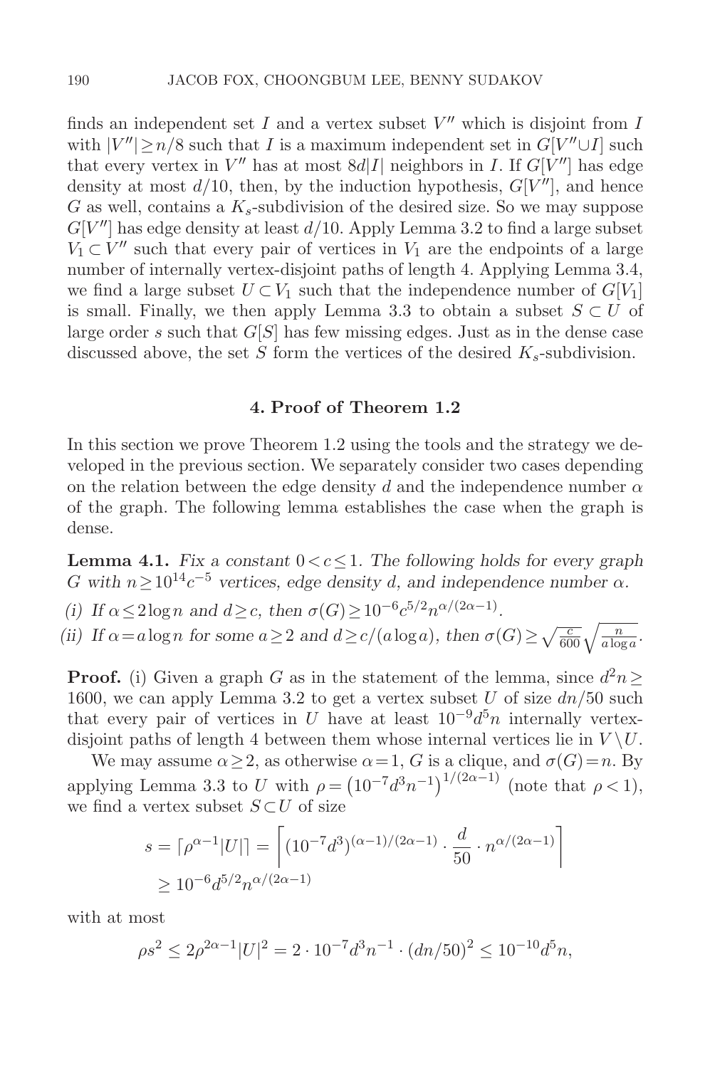finds an independent set $I$ and a vertex subset $V''$ which is disjoint from $I$ with $|V''| \geq n/8$ such that $I$ is a maximum independent set in $G[V'' \cup I]$ such that every vertex in $V''$ has at most $8d|I|$ neighbors in $I$. If $G[V'']$ has edge density at most $d/10$, then, by the induction hypothesis, $G[V'']$, and hence $G$ as well, contains a $K_s$-subdivision of the desired size. So we may suppose $G[V'']$ has edge density at least $d/10$. Apply Lemma 3.2 to find a large subset $V_1 \subset V''$ such that every pair of vertices in $V_1$ are the endpoints of a large number of internally vertex-disjoint paths of length 4. Applying Lemma 3.4, we find a large subset $U \subset V_1$ such that the independence number of $G[V_1]$ is small. Finally, we then apply Lemma 3.3 to obtain a subset $S \subset U$ of large order $s$ such that $G[S]$ has few missing edges. Just as in the dense case discussed above, the set $S$ form the vertices of the desired $K_s$-subdivision.

## 4. Proof of Theorem 1.2

In this section we prove Theorem 1.2 using the tools and the strategy we developed in the previous section. We separately consider two cases depending on the relation between the edge density $d$ and the independence number $\alpha$ of the graph. The following lemma establishes the case when the graph is dense.

**Lemma 4.1.** *Fix a constant $0 < c \leq 1$. The following holds for every graph $G$ with $n \geq 10^{14}c^{-5}$ vertices, edge density $d$, and independence number $\alpha$.*

*(i) If $\alpha \leq 2\log n$ and $d \geq c$, then $\sigma(G) \geq 10^{-6}c^{5/2}n^{\alpha/(2\alpha-1)}$.*

*(ii) If $\alpha = a\log n$ for some $a \geq 2$ and $d \geq c/(a\log a)$, then $\sigma(G) \geq \sqrt{\frac{c}{600}}\sqrt{\frac{n}{a\log a}}$.*

**Proof.** (i) Given a graph $G$ as in the statement of the lemma, since $d^2 n \geq 1600$, we can apply Lemma 3.2 to get a vertex subset $U$ of size $dn/50$ such that every pair of vertices in $U$ have at least $10^{-9}d^5 n$ internally vertex-disjoint paths of length 4 between them whose internal vertices lie in $V \setminus U$.

We may assume $\alpha \geq 2$, as otherwise $\alpha = 1$, $G$ is a clique, and $\sigma(G) = n$. By applying Lemma 3.3 to $U$ with $\rho = \left(10^{-7}d^3 n^{-1}\right)^{1/(2\alpha-1)}$ (note that $\rho < 1$), we find a vertex subset $S \subset U$ of size

$$s = \lceil \rho^{\alpha-1}|U| \rceil = \left\lceil (10^{-7}d^3)^{(\alpha-1)/(2\alpha-1)} \cdot \frac{d}{50} \cdot n^{\alpha/(2\alpha-1)} \right\rceil$$
$$\geq 10^{-6}d^{5/2}n^{\alpha/(2\alpha-1)}$$

with at most

$$\rho s^2 \leq 2\rho^{2\alpha-1}|U|^2 = 2 \cdot 10^{-7}d^3 n^{-1} \cdot (dn/50)^2 \leq 10^{-10}d^5 n,$$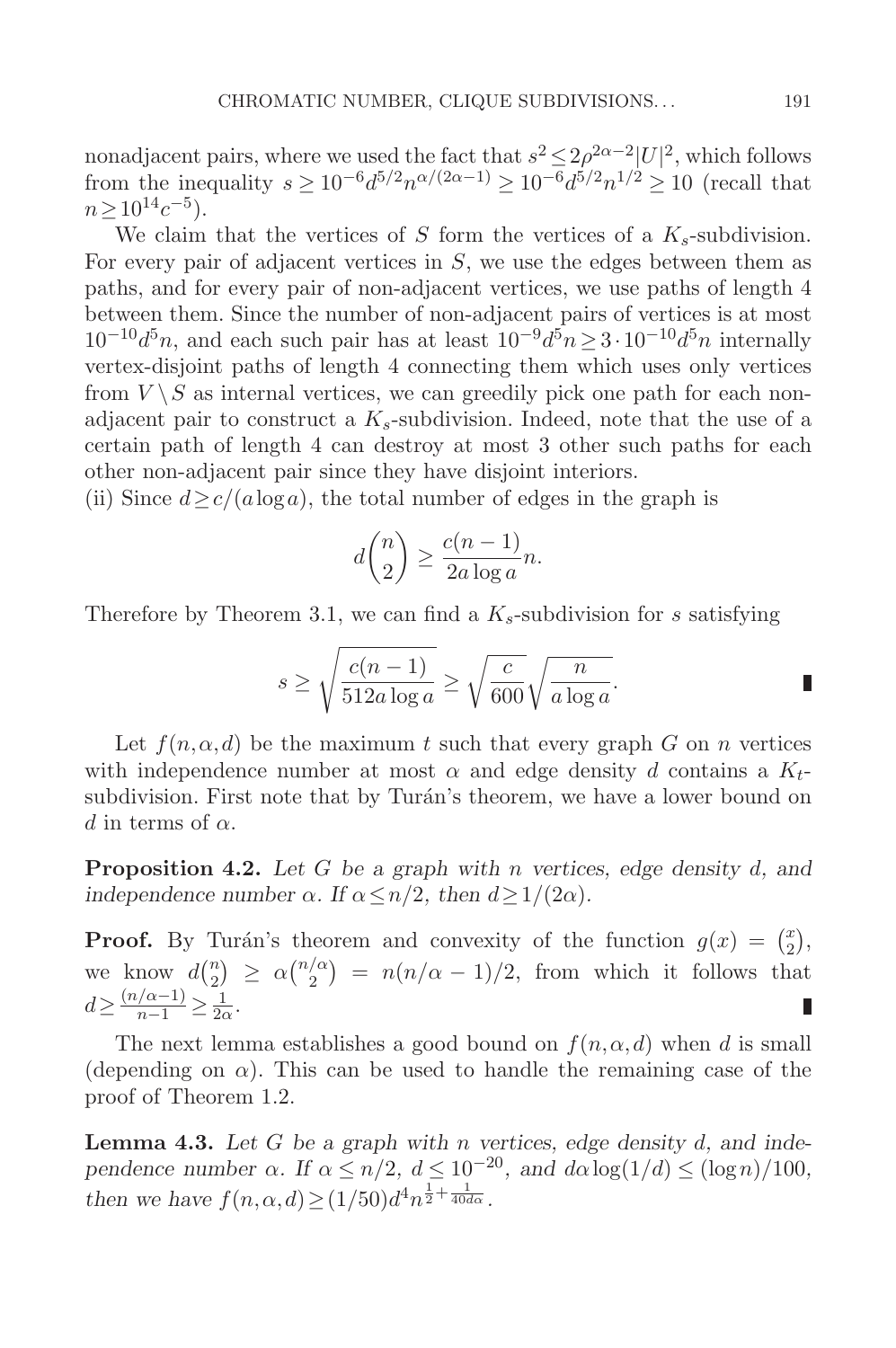nonadjacent pairs, where we used the fact that $s^2 \le 2\rho^{2\alpha-2}|U|^2$, which follows from the inequality $s \ge 10^{-6}d^{5/2}n^{\alpha/(2\alpha-1)} \ge 10^{-6}d^{5/2}n^{1/2} \ge 10$ (recall that $n \ge 10^{14}c^{-5}$).

We claim that the vertices of $S$ form the vertices of a $K_s$-subdivision. For every pair of adjacent vertices in $S$, we use the edges between them as paths, and for every pair of non-adjacent vertices, we use paths of length 4 between them. Since the number of non-adjacent pairs of vertices is at most $10^{-10}d^5n$, and each such pair has at least $10^{-9}d^5n \ge 3 \cdot 10^{-10}d^5n$ internally vertex-disjoint paths of length 4 connecting them which uses only vertices from $V \setminus S$ as internal vertices, we can greedily pick one path for each non-adjacent pair to construct a $K_s$-subdivision. Indeed, note that the use of a certain path of length 4 can destroy at most 3 other such paths for each other non-adjacent pair since they have disjoint interiors.

(ii) Since $d \ge c/(a\log a)$, the total number of edges in the graph is

$$d\binom{n}{2} \ge \frac{c(n-1)}{2a\log a}n.$$

Therefore by Theorem 3.1, we can find a $K_s$-subdivision for $s$ satisfying

$$s \ge \sqrt{\frac{c(n-1)}{512a\log a}} \ge \sqrt{\frac{c}{600}}\sqrt{\frac{n}{a\log a}}. \qquad \blacksquare$$

Let $f(n,\alpha,d)$ be the maximum $t$ such that every graph $G$ on $n$ vertices with independence number at most $\alpha$ and edge density $d$ contains a $K_t$-subdivision. First note that by Turán's theorem, we have a lower bound on $d$ in terms of $\alpha$.

**Proposition 4.2.** *Let $G$ be a graph with $n$ vertices, edge density $d$, and independence number $\alpha$. If $\alpha \le n/2$, then $d \ge 1/(2\alpha)$.*

**Proof.** By Turán's theorem and convexity of the function $g(x) = \binom{x}{2}$, we know $d\binom{n}{2} \ge \alpha\binom{n/\alpha}{2} = n(n/\alpha - 1)/2$, from which it follows that $d \ge \frac{(n/\alpha-1)}{n-1} \ge \frac{1}{2\alpha}$. $\blacksquare$

The next lemma establishes a good bound on $f(n,\alpha,d)$ when $d$ is small (depending on $\alpha$). This can be used to handle the remaining case of the proof of Theorem 1.2.

**Lemma 4.3.** *Let $G$ be a graph with $n$ vertices, edge density $d$, and independence number $\alpha$. If $\alpha \le n/2$, $d \le 10^{-20}$, and $d\alpha\log(1/d) \le (\log n)/100$, then we have $f(n,\alpha,d) \ge (1/50)d^4n^{\frac{1}{2}+\frac{1}{40d\alpha}}$.*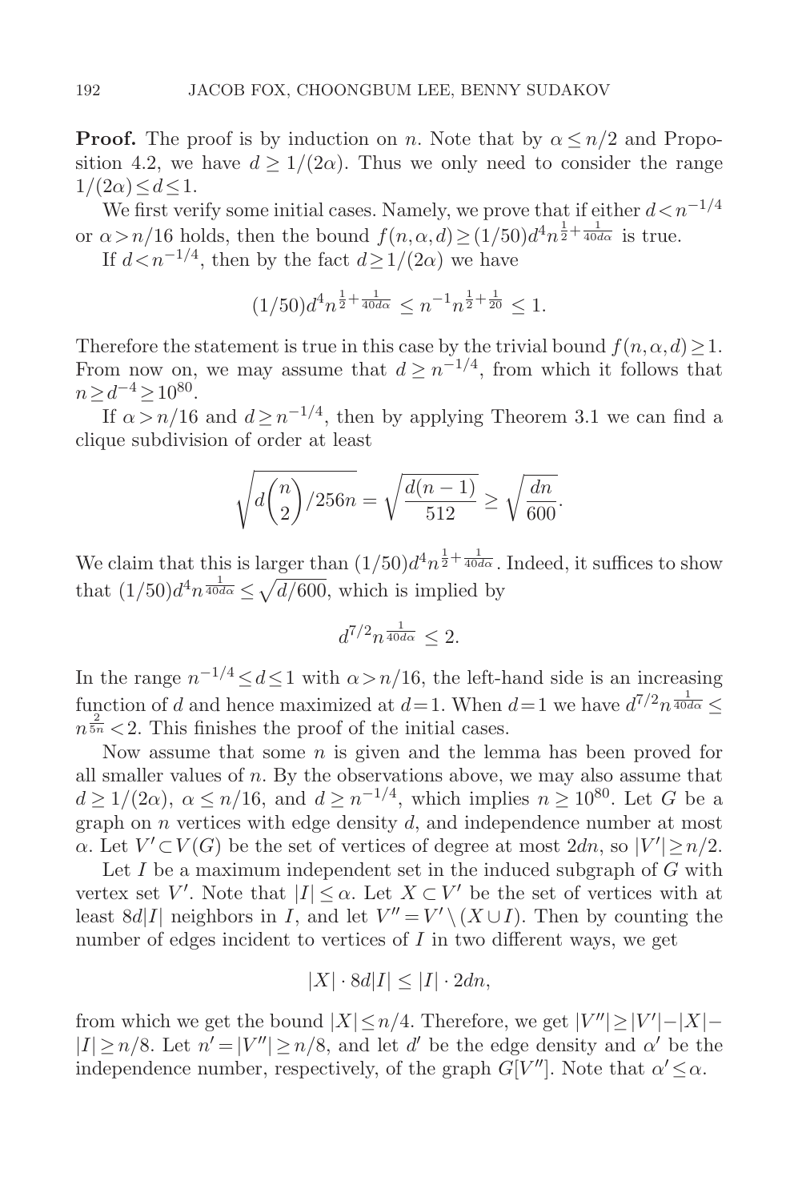**Proof.** The proof is by induction on $n$. Note that by $\alpha \le n/2$ and Proposition 4.2, we have $d \ge 1/(2\alpha)$. Thus we only need to consider the range $1/(2\alpha) \le d \le 1$.

We first verify some initial cases. Namely, we prove that if either $d < n^{-1/4}$ or $\alpha > n/16$ holds, then the bound $f(n,\alpha,d) \ge (1/50)d^4 n^{\frac{1}{2}+\frac{1}{40d\alpha}}$ is true.

If $d < n^{-1/4}$, then by the fact $d \ge 1/(2\alpha)$ we have

$$(1/50)d^4 n^{\frac{1}{2}+\frac{1}{40d\alpha}} \le n^{-1} n^{\frac{1}{2}+\frac{1}{20}} \le 1.$$

Therefore the statement is true in this case by the trivial bound $f(n,\alpha,d) \ge 1$. From now on, we may assume that $d \ge n^{-1/4}$, from which it follows that $n \ge d^{-4} \ge 10^{80}$.

If $\alpha > n/16$ and $d \ge n^{-1/4}$, then by applying Theorem 3.1 we can find a clique subdivision of order at least

$$\sqrt{d\binom{n}{2}/256n} = \sqrt{\frac{d(n-1)}{512}} \ge \sqrt{\frac{dn}{600}}.$$

We claim that this is larger than $(1/50)d^4 n^{\frac{1}{2}+\frac{1}{40d\alpha}}$. Indeed, it suffices to show that $(1/50)d^4 n^{\frac{1}{40d\alpha}} \le \sqrt{d/600}$, which is implied by

$$d^{7/2} n^{\frac{1}{40d\alpha}} \le 2.$$

In the range $n^{-1/4} \le d \le 1$ with $\alpha > n/16$, the left-hand side is an increasing function of $d$ and hence maximized at $d=1$. When $d=1$ we have $d^{7/2} n^{\frac{1}{40d\alpha}} \le n^{\frac{2}{5n}} < 2$. This finishes the proof of the initial cases.

Now assume that some $n$ is given and the lemma has been proved for all smaller values of $n$. By the observations above, we may also assume that $d \ge 1/(2\alpha)$, $\alpha \le n/16$, and $d \ge n^{-1/4}$, which implies $n \ge 10^{80}$. Let $G$ be a graph on $n$ vertices with edge density $d$, and independence number at most $\alpha$. Let $V' \subset V(G)$ be the set of vertices of degree at most $2dn$, so $|V'| \ge n/2$.

Let $I$ be a maximum independent set in the induced subgraph of $G$ with vertex set $V'$. Note that $|I| \le \alpha$. Let $X \subset V'$ be the set of vertices with at least $8d|I|$ neighbors in $I$, and let $V'' = V' \setminus (X \cup I)$. Then by counting the number of edges incident to vertices of $I$ in two different ways, we get

$$|X| \cdot 8d|I| \le |I| \cdot 2dn,$$

from which we get the bound $|X| \le n/4$. Therefore, we get $|V''| \ge |V'| - |X| - |I| \ge n/8$. Let $n' = |V''| \ge n/8$, and let $d'$ be the edge density and $\alpha'$ be the independence number, respectively, of the graph $G[V'']$. Note that $\alpha' \le \alpha$.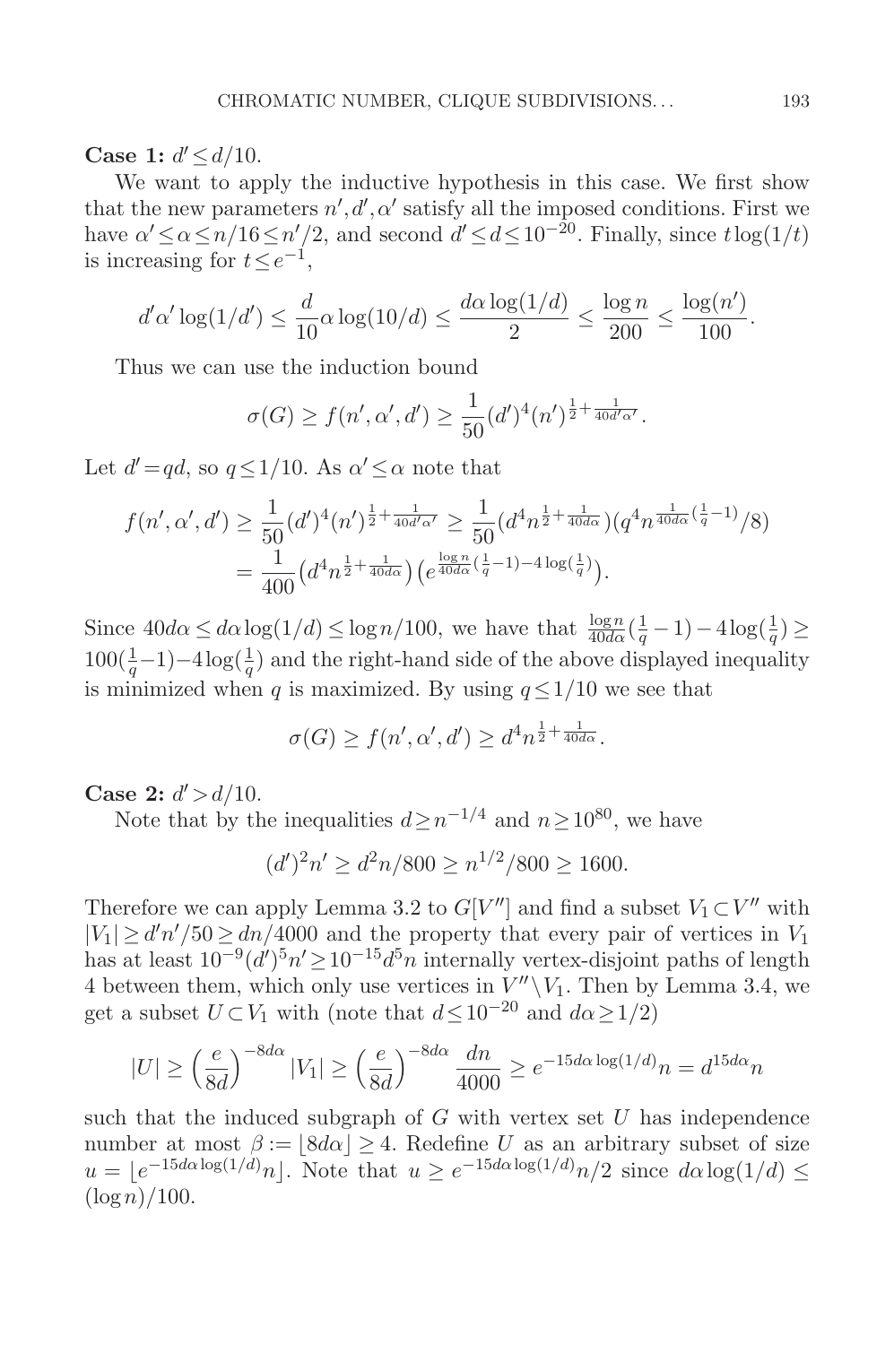**Case 1:** $d' \le d/10$.

We want to apply the inductive hypothesis in this case. We first show that the new parameters $n', d', \alpha'$ satisfy all the imposed conditions. First we have $\alpha' \le \alpha \le n/16 \le n'/2$, and second $d' \le d \le 10^{-20}$. Finally, since $t\log(1/t)$ is increasing for $t \le e^{-1}$,

$$d'\alpha' \log(1/d') \le \frac{d}{10}\alpha \log(10/d) \le \frac{d\alpha \log(1/d)}{2} \le \frac{\log n}{200} \le \frac{\log(n')}{100}.$$

Thus we can use the induction bound

$$\sigma(G) \ge f(n', \alpha', d') \ge \frac{1}{50}(d')^4 (n')^{\frac{1}{2}+\frac{1}{40d'\alpha'}}.$$

Let $d' = qd$, so $q \le 1/10$. As $\alpha' \le \alpha$ note that

$$\begin{aligned} f(n', \alpha', d') &\ge \frac{1}{50}(d')^4 (n')^{\frac{1}{2}+\frac{1}{40d'\alpha'}} \ge \frac{1}{50}\left(d^4 n^{\frac{1}{2}+\frac{1}{40d\alpha}}\right)\left(q^4 n^{\frac{1}{40d\alpha}(\frac{1}{q}-1)}/8\right) \\ &= \frac{1}{400}\left(d^4 n^{\frac{1}{2}+\frac{1}{40d\alpha}}\right)\left(e^{\frac{\log n}{40d\alpha}(\frac{1}{q}-1)-4\log(\frac{1}{q})}\right). \end{aligned}$$

Since $40d\alpha \le d\alpha \log(1/d) \le \log n/100$, we have that $\frac{\log n}{40d\alpha}(\frac{1}{q}-1) - 4\log(\frac{1}{q}) \ge 100(\frac{1}{q}-1) - 4\log(\frac{1}{q})$ and the right-hand side of the above displayed inequality is minimized when $q$ is maximized. By using $q \le 1/10$ we see that

$$\sigma(G) \ge f(n', \alpha', d') \ge d^4 n^{\frac{1}{2}+\frac{1}{40d\alpha}}.$$

**Case 2:** $d' > d/10$.

Note that by the inequalities $d \ge n^{-1/4}$ and $n \ge 10^{80}$, we have

$$(d')^2 n' \ge d^2 n/800 \ge n^{1/2}/800 \ge 1600.$$

Therefore we can apply Lemma 3.2 to $G[V'']$ and find a subset $V_1 \subset V''$ with $|V_1| \ge d'n'/50 \ge dn/4000$ and the property that every pair of vertices in $V_1$ has at least $10^{-9}(d')^5 n' \ge 10^{-15} d^5 n$ internally vertex-disjoint paths of length 4 between them, which only use vertices in $V'' \setminus V_1$. Then by Lemma 3.4, we get a subset $U \subset V_1$ with (note that $d \le 10^{-20}$ and $d\alpha \ge 1/2$)

$$|U| \ge \left(\frac{e}{8d}\right)^{-8d\alpha} |V_1| \ge \left(\frac{e}{8d}\right)^{-8d\alpha} \frac{dn}{4000} \ge e^{-15d\alpha \log(1/d)} n = d^{15d\alpha} n$$

such that the induced subgraph of $G$ with vertex set $U$ has independence number at most $\beta := \lfloor 8d\alpha \rfloor \ge 4$. Redefine $U$ as an arbitrary subset of size $u = \lfloor e^{-15d\alpha \log(1/d)} n \rfloor$. Note that $u \ge e^{-15d\alpha \log(1/d)} n/2$ since $d\alpha \log(1/d) \le (\log n)/100$.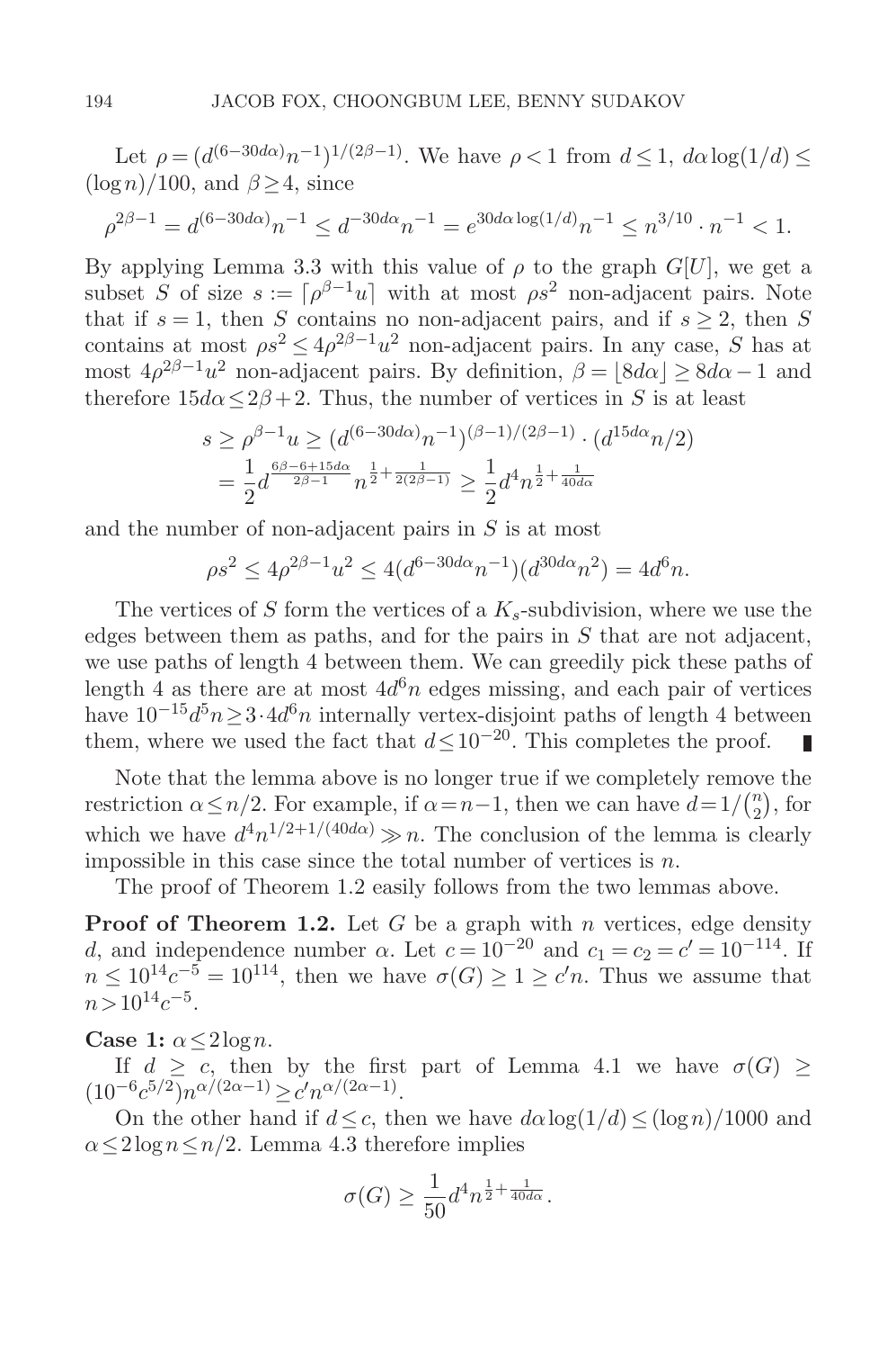Let $\rho = (d^{(6-30d\alpha)} n^{-1})^{1/(2\beta-1)}$. We have $\rho < 1$ from $d \le 1$, $d\alpha \log(1/d) \le (\log n)/100$, and $\beta \ge 4$, since

$$\rho^{2\beta-1} = d^{(6-30d\alpha)} n^{-1} \le d^{-30d\alpha} n^{-1} = e^{30d\alpha \log(1/d)} n^{-1} \le n^{3/10} \cdot n^{-1} < 1.$$

By applying Lemma 3.3 with this value of $\rho$ to the graph $G[U]$, we get a subset $S$ of size $s := \lceil \rho^{\beta-1} u \rceil$ with at most $\rho s^2$ non-adjacent pairs. Note that if $s = 1$, then $S$ contains no non-adjacent pairs, and if $s \ge 2$, then $S$ contains at most $\rho s^2 \le 4\rho^{2\beta-1} u^2$ non-adjacent pairs. In any case, $S$ has at most $4\rho^{2\beta-1}u^2$ non-adjacent pairs. By definition, $\beta = \lfloor 8d\alpha \rfloor \ge 8d\alpha - 1$ and therefore $15d\alpha \le 2\beta + 2$. Thus, the number of vertices in $S$ is at least

$$\begin{aligned} s &\ge \rho^{\beta-1} u \ge (d^{(6-30d\alpha)} n^{-1})^{(\beta-1)/(2\beta-1)} \cdot (d^{15d\alpha} n/2) \\ &= \frac{1}{2} d^{\frac{6\beta - 6 + 15d\alpha}{2\beta-1}} n^{\frac{1}{2} + \frac{1}{2(2\beta-1)}} \ge \frac{1}{2} d^4 n^{\frac{1}{2} + \frac{1}{40d\alpha}} \end{aligned}$$

and the number of non-adjacent pairs in $S$ is at most

$$\rho s^2 \le 4\rho^{2\beta-1} u^2 \le 4(d^{6-30d\alpha} n^{-1})(d^{30d\alpha} n^2) = 4d^6 n.$$

The vertices of $S$ form the vertices of a $K_s$-subdivision, where we use the edges between them as paths, and for the pairs in $S$ that are not adjacent, we use paths of length 4 between them. We can greedily pick these paths of length 4 as there are at most $4d^6n$ edges missing, and each pair of vertices have $10^{-15} d^5 n \ge 3 \cdot 4d^6 n$ internally vertex-disjoint paths of length 4 between them, where we used the fact that $d \le 10^{-20}$. This completes the proof. ∎

Note that the lemma above is no longer true if we completely remove the restriction $\alpha \le n/2$. For example, if $\alpha = n-1$, then we can have $d = 1/\binom{n}{2}$, for which we have $d^4 n^{1/2 + 1/(40d\alpha)} \gg n$. The conclusion of the lemma is clearly impossible in this case since the total number of vertices is $n$.

The proof of Theorem 1.2 easily follows from the two lemmas above.

**Proof of Theorem 1.2.** Let $G$ be a graph with $n$ vertices, edge density $d$, and independence number $\alpha$. Let $c = 10^{-20}$ and $c_1 = c_2 = c' = 10^{-114}$. If $n \le 10^{14} c^{-5} = 10^{114}$, then we have $\sigma(G) \ge 1 \ge c'n$. Thus we assume that $n > 10^{14} c^{-5}$.

**Case 1:** $\alpha \le 2 \log n$.

If $d \ge c$, then by the first part of Lemma 4.1 we have $\sigma(G) \ge (10^{-6} c^{5/2}) n^{\alpha/(2\alpha-1)} \ge c' n^{\alpha/(2\alpha-1)}$.

On the other hand if $d \le c$, then we have $d\alpha \log(1/d) \le (\log n)/1000$ and $\alpha \le 2\log n \le n/2$. Lemma 4.3 therefore implies

$$\sigma(G) \ge \frac{1}{50} d^4 n^{\frac{1}{2} + \frac{1}{40d\alpha}}.$$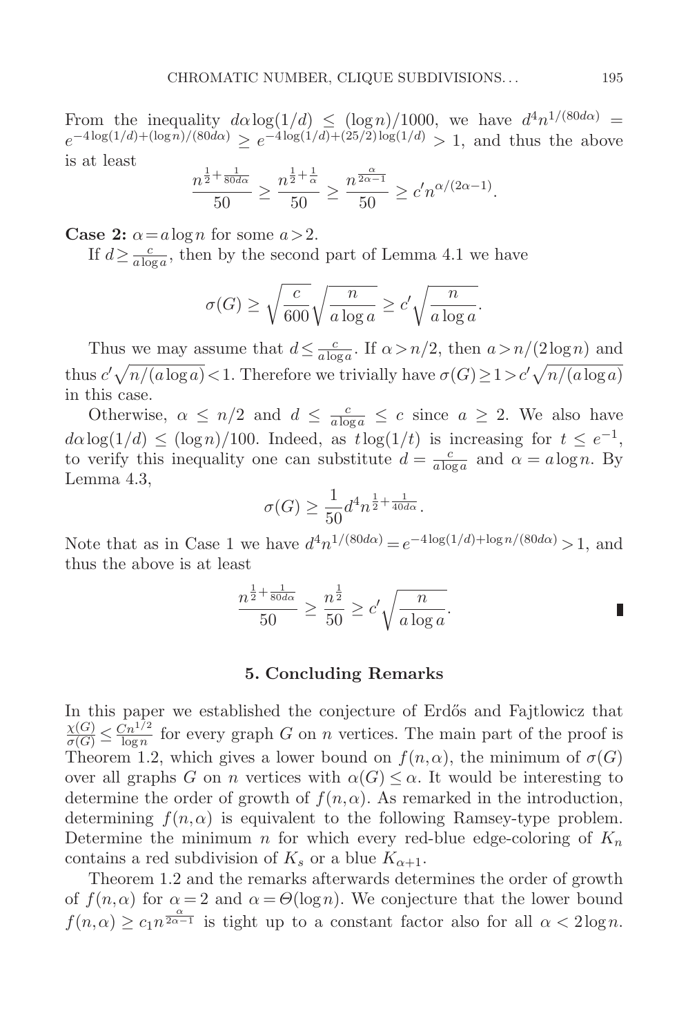From the inequality $d\alpha \log(1/d) \le (\log n)/1000$, we have $d^4 n^{1/(80d\alpha)} = e^{-4\log(1/d)+(\log n)/(80d\alpha)} \ge e^{-4\log(1/d)+(25/2)\log(1/d)} > 1$, and thus the above is at least

$$\frac{n^{\frac{1}{2}+\frac{1}{80d\alpha}}}{50} \ge \frac{n^{\frac{1}{2}+\frac{1}{\alpha}}}{50} \ge \frac{n^{\frac{\alpha}{2\alpha-1}}}{50} \ge c' n^{\alpha/(2\alpha-1)}.$$

**Case 2:** $\alpha = a\log n$ for some $a > 2$.

If $d \ge \frac{c}{a\log a}$, then by the second part of Lemma 4.1 we have

$$\sigma(G) \ge \sqrt{\frac{c}{600}}\sqrt{\frac{n}{a\log a}} \ge c'\sqrt{\frac{n}{a\log a}}.$$

Thus we may assume that $d \le \frac{c}{a\log a}$. If $\alpha > n/2$, then $a > n/(2\log n)$ and thus $c'\sqrt{n/(a\log a)} < 1$. Therefore we trivially have $\sigma(G) \ge 1 > c'\sqrt{n/(a\log a)}$ in this case.

Otherwise, $\alpha \le n/2$ and $d \le \frac{c}{a\log a} \le c$ since $a \ge 2$. We also have $d\alpha\log(1/d) \le (\log n)/100$. Indeed, as $t\log(1/t)$ is increasing for $t \le e^{-1}$, to verify this inequality one can substitute $d = \frac{c}{a\log a}$ and $\alpha = a\log n$. By Lemma 4.3,

$$\sigma(G) \ge \frac{1}{50} d^4 n^{\frac{1}{2}+\frac{1}{40d\alpha}}.$$

Note that as in Case 1 we have $d^4 n^{1/(80d\alpha)} = e^{-4\log(1/d)+\log n/(80d\alpha)} > 1$, and thus the above is at least

$$\frac{n^{\frac{1}{2}+\frac{1}{80d\alpha}}}{50} \ge \frac{n^{\frac{1}{2}}}{50} \ge c'\sqrt{\frac{n}{a\log a}}.$$

## 5. Concluding Remarks

In this paper we established the conjecture of Erdős and Fajtlowicz that $\frac{\chi(G)}{\sigma(G)} \le \frac{Cn^{1/2}}{\log n}$ for every graph $G$ on $n$ vertices. The main part of the proof is Theorem 1.2, which gives a lower bound on $f(n,\alpha)$, the minimum of $\sigma(G)$ over all graphs $G$ on $n$ vertices with $\alpha(G) \le \alpha$. It would be interesting to determine the order of growth of $f(n,\alpha)$. As remarked in the introduction, determining $f(n,\alpha)$ is equivalent to the following Ramsey-type problem. Determine the minimum $n$ for which every red-blue edge-coloring of $K_n$ contains a red subdivision of $K_s$ or a blue $K_{\alpha+1}$.

Theorem 1.2 and the remarks afterwards determines the order of growth of $f(n,\alpha)$ for $\alpha = 2$ and $\alpha = \Theta(\log n)$. We conjecture that the lower bound $f(n,\alpha) \ge c_1 n^{\frac{\alpha}{2\alpha-1}}$ is tight up to a constant factor also for all $\alpha < 2\log n$.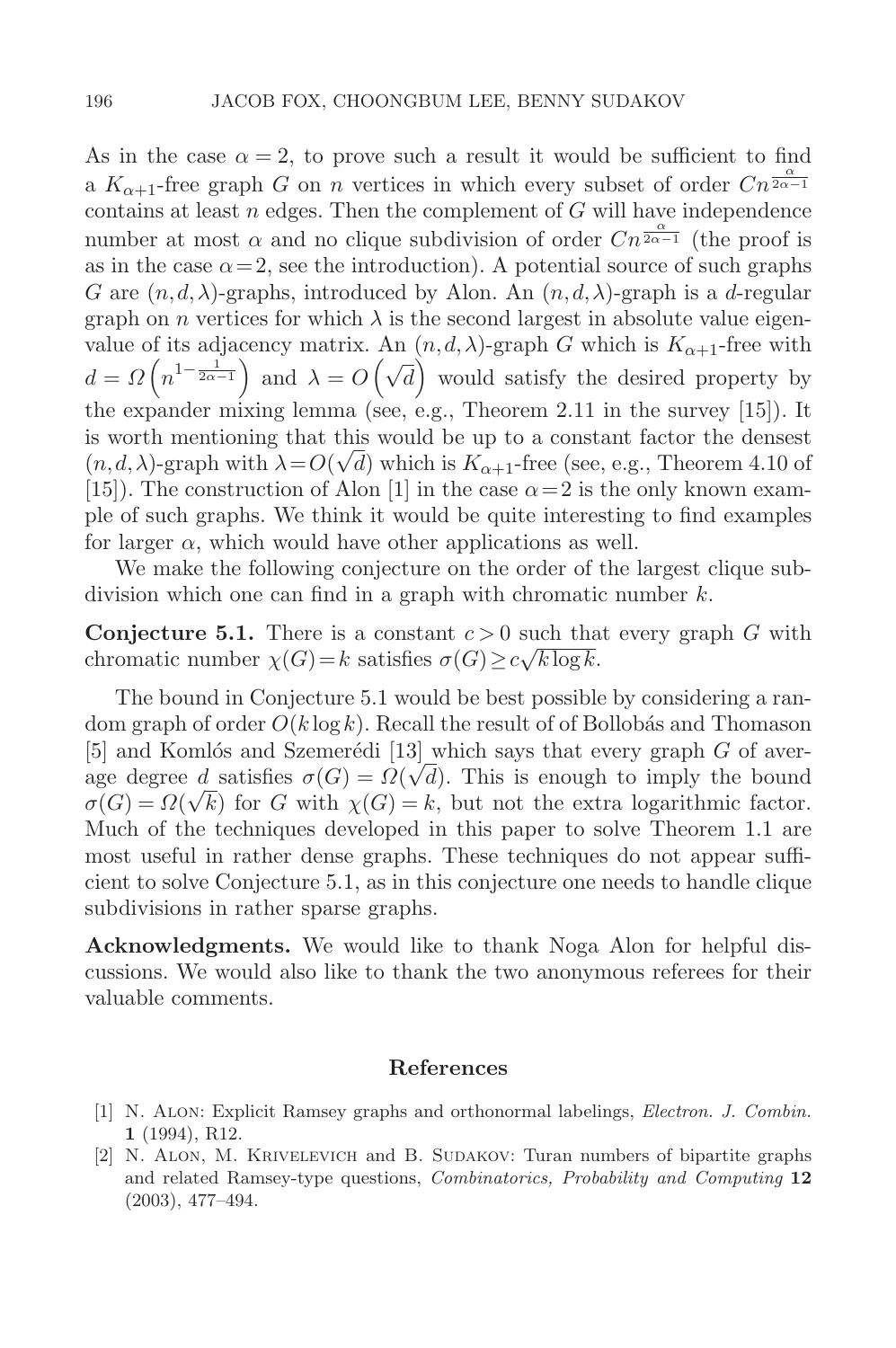As in the case $\alpha=2$, to prove such a result it would be sufficient to find a $K_{\alpha+1}$-free graph $G$ on $n$ vertices in which every subset of order $Cn^{\frac{\alpha}{2\alpha-1}}$ contains at least $n$ edges. Then the complement of $G$ will have independence number at most $\alpha$ and no clique subdivision of order $Cn^{\frac{\alpha}{2\alpha-1}}$ (the proof is as in the case $\alpha=2$, see the introduction). A potential source of such graphs $G$ are $(n,d,\lambda)$-graphs, introduced by Alon. An $(n,d,\lambda)$-graph is a $d$-regular graph on $n$ vertices for which $\lambda$ is the second largest in absolute value eigenvalue of its adjacency matrix. An $(n,d,\lambda)$-graph $G$ which is $K_{\alpha+1}$-free with $d=\Omega\left(n^{1-\frac{1}{2\alpha-1}}\right)$ and $\lambda=O\left(\sqrt{d}\right)$ would satisfy the desired property by the expander mixing lemma (see, e.g., Theorem 2.11 in the survey [15]). It is worth mentioning that this would be up to a constant factor the densest $(n,d,\lambda)$-graph with $\lambda=O(\sqrt{d})$ which is $K_{\alpha+1}$-free (see, e.g., Theorem 4.10 of [15]). The construction of Alon [1] in the case $\alpha=2$ is the only known example of such graphs. We think it would be quite interesting to find examples for larger $\alpha$, which would have other applications as well.

We make the following conjecture on the order of the largest clique subdivision which one can find in a graph with chromatic number $k$.

**Conjecture 5.1.** There is a constant $c>0$ such that every graph $G$ with chromatic number $\chi(G)=k$ satisfies $\sigma(G)\geq c\sqrt{k\log k}$.

The bound in Conjecture 5.1 would be best possible by considering a random graph of order $O(k\log k)$. Recall the result of of Bollobás and Thomason [5] and Komlós and Szemerédi [13] which says that every graph $G$ of average degree $d$ satisfies $\sigma(G)=\Omega(\sqrt{d})$. This is enough to imply the bound $\sigma(G)=\Omega(\sqrt{k})$ for $G$ with $\chi(G)=k$, but not the extra logarithmic factor. Much of the techniques developed in this paper to solve Theorem 1.1 are most useful in rather dense graphs. These techniques do not appear sufficient to solve Conjecture 5.1, as in this conjecture one needs to handle clique subdivisions in rather sparse graphs.

**Acknowledgments.** We would like to thank Noga Alon for helpful discussions. We would also like to thank the two anonymous referees for their valuable comments.

## References

[1] N. Alon: Explicit Ramsey graphs and orthonormal labelings, *Electron. J. Combin.* **1** (1994), R12.

[2] N. Alon, M. Krivelevich and B. Sudakov: Turan numbers of bipartite graphs and related Ramsey-type questions, *Combinatorics, Probability and Computing* **12** (2003), 477–494.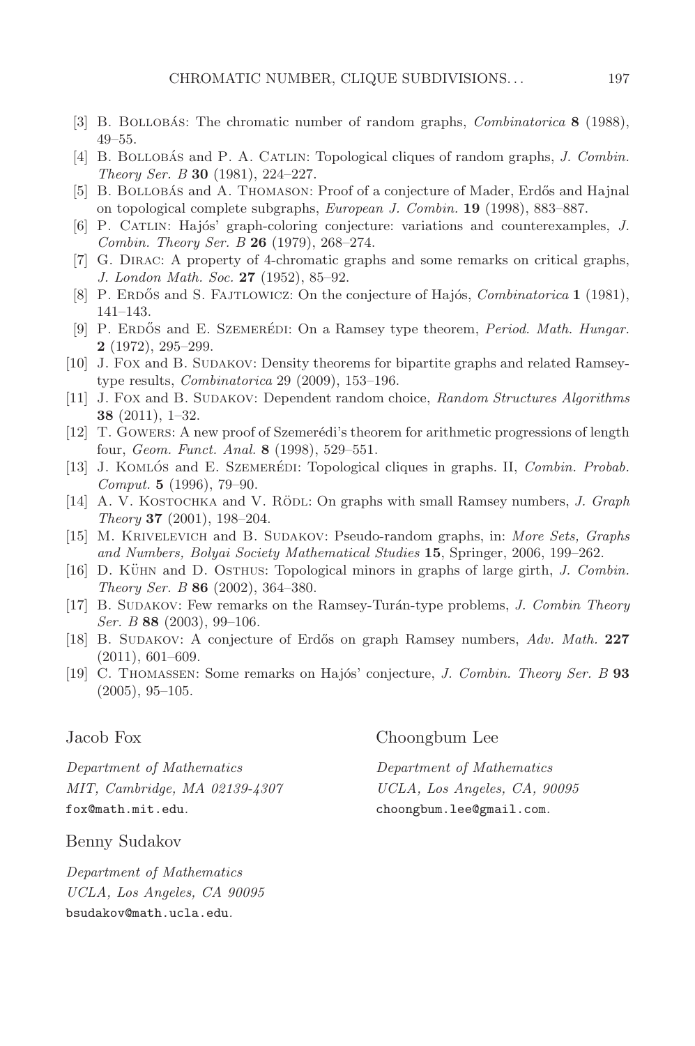[3] B. Bollobás: The chromatic number of random graphs, *Combinatorica* **8** (1988), 49–55.

[4] B. Bollobás and P. A. Catlin: Topological cliques of random graphs, *J. Combin. Theory Ser. B* **30** (1981), 224–227.

[5] B. Bollobás and A. Thomason: Proof of a conjecture of Mader, Erdős and Hajnal on topological complete subgraphs, *European J. Combin.* **19** (1998), 883–887.

[6] P. Catlin: Hajós' graph-coloring conjecture: variations and counterexamples, *J. Combin. Theory Ser. B* **26** (1979), 268–274.

[7] G. Dirac: A property of 4-chromatic graphs and some remarks on critical graphs, *J. London Math. Soc.* **27** (1952), 85–92.

[8] P. Erdős and S. Fajtlowicz: On the conjecture of Hajós, *Combinatorica* **1** (1981), 141–143.

[9] P. Erdős and E. Szemerédi: On a Ramsey type theorem, *Period. Math. Hungar.* **2** (1972), 295–299.

[10] J. Fox and B. Sudakov: Density theorems for bipartite graphs and related Ramsey-type results, *Combinatorica* 29 (2009), 153–196.

[11] J. Fox and B. Sudakov: Dependent random choice, *Random Structures Algorithms* **38** (2011), 1–32.

[12] T. Gowers: A new proof of Szemerédi's theorem for arithmetic progressions of length four, *Geom. Funct. Anal.* **8** (1998), 529–551.

[13] J. Komlós and E. Szemerédi: Topological cliques in graphs. II, *Combin. Probab. Comput.* **5** (1996), 79–90.

[14] A. V. Kostochka and V. Rödl: On graphs with small Ramsey numbers, *J. Graph Theory* **37** (2001), 198–204.

[15] M. Krivelevich and B. Sudakov: Pseudo-random graphs, in: *More Sets, Graphs and Numbers, Bolyai Society Mathematical Studies* **15**, Springer, 2006, 199–262.

[16] D. Kühn and D. Osthus: Topological minors in graphs of large girth, *J. Combin. Theory Ser. B* **86** (2002), 364–380.

[17] B. Sudakov: Few remarks on the Ramsey-Turán-type problems, *J. Combin Theory Ser. B* **88** (2003), 99–106.

[18] B. Sudakov: A conjecture of Erdős on graph Ramsey numbers, *Adv. Math.* **227** (2011), 601–609.

[19] C. Thomassen: Some remarks on Hajós' conjecture, *J. Combin. Theory Ser. B* **93** (2005), 95–105.

Jacob Fox

*Department of Mathematics*
*MIT, Cambridge, MA 02139-4307*
fox@math.mit.edu.

Choongbum Lee

*Department of Mathematics*
*UCLA, Los Angeles, CA, 90095*
choongbum.lee@gmail.com.

Benny Sudakov

*Department of Mathematics*
*UCLA, Los Angeles, CA 90095*
bsudakov@math.ucla.edu.